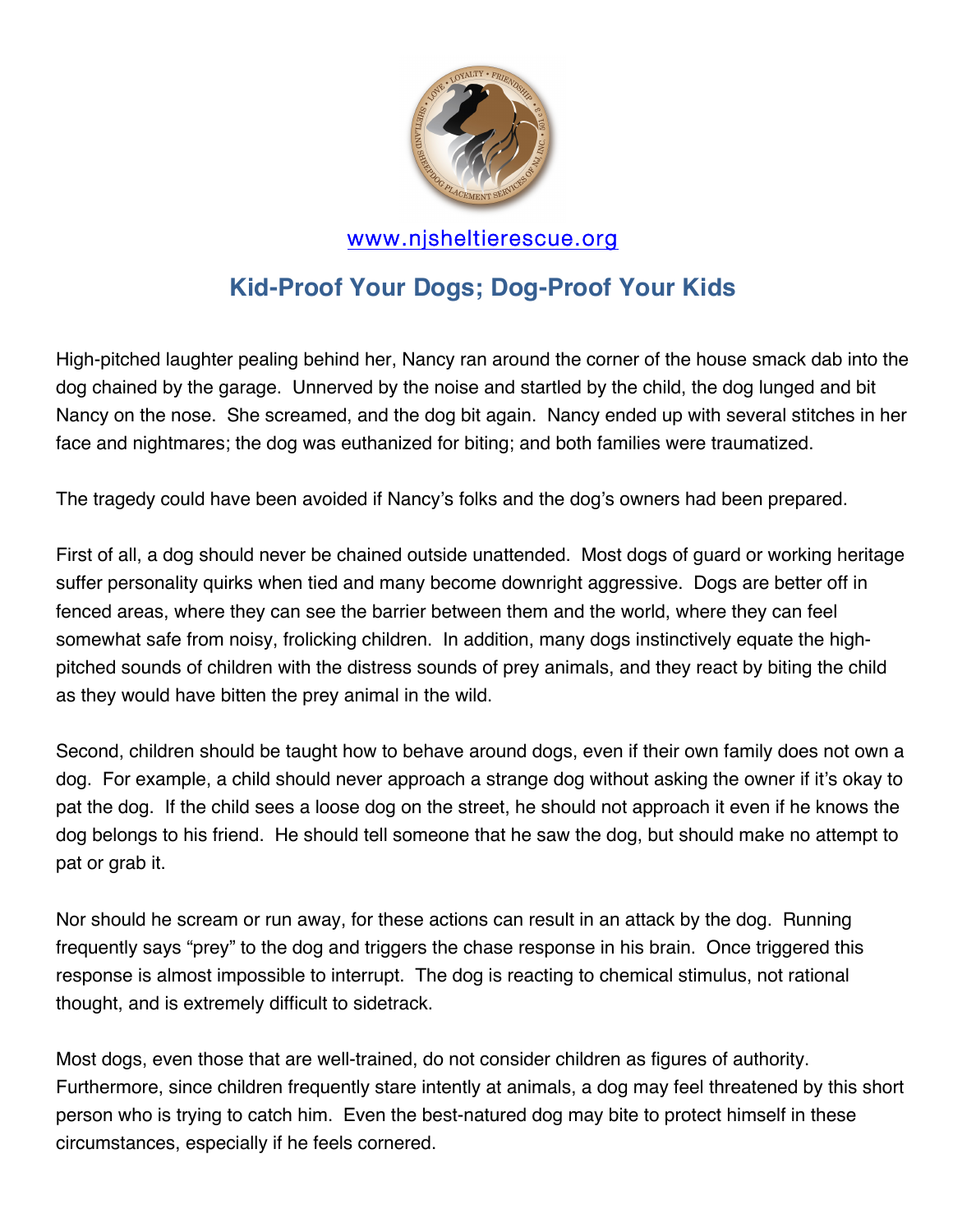www.njsheltierescue.org

# Kid-Proof Your Dogs; Dog-Proof Your Kids

High-pitched laughter pealing behind her, Nancy ran around the corner of the house smack dab into the dog chained by the garage. Unnerved by the noise and startled by the child, the dog lunged and bit Nancy on the nose. She screamed, and the dog bit again. Nancy ended up with several stitches in her face and nightmares; the dog was euthanized for biting; and both families were traumatized.

The tragedy could have been avoided if Nancy's folks and the dog's owners had been prepared.

First of all, a dog should never be chained outside unattended. Most dogs of guard or working heritage suffer personality quirks when tied and many become downright aggressive. Dogs are better off in fenced areas, where they can see the barrier between them and the world, where they can feel somewhat safe from noisy, frolicking children. In addition, many dogs instinctively equate the high-pitched sounds of children with the distress sounds of prey animals, and they react by biting the child as they would have bitten the prey animal in the wild.

Second, children should be taught how to behave around dogs, even if their own family does not own a dog. For example, a child should never approach a strange dog without asking the owner if it's okay to pat the dog. If the child sees a loose dog on the street, he should not approach it even if he knows the dog belongs to his friend. He should tell someone that he saw the dog, but should make no attempt to pat or grab it.

Nor should he scream or run away, for these actions can result in an attack by the dog. Running frequently says "prey" to the dog and triggers the chase response in his brain. Once triggered this response is almost impossible to interrupt. The dog is reacting to chemical stimulus, not rational thought, and is extremely difficult to sidetrack.

Most dogs, even those that are well-trained, do not consider children as figures of authority. Furthermore, since children frequently stare intently at animals, a dog may feel threatened by this short person who is trying to catch him. Even the best-natured dog may bite to protect himself in these circumstances, especially if he feels cornered.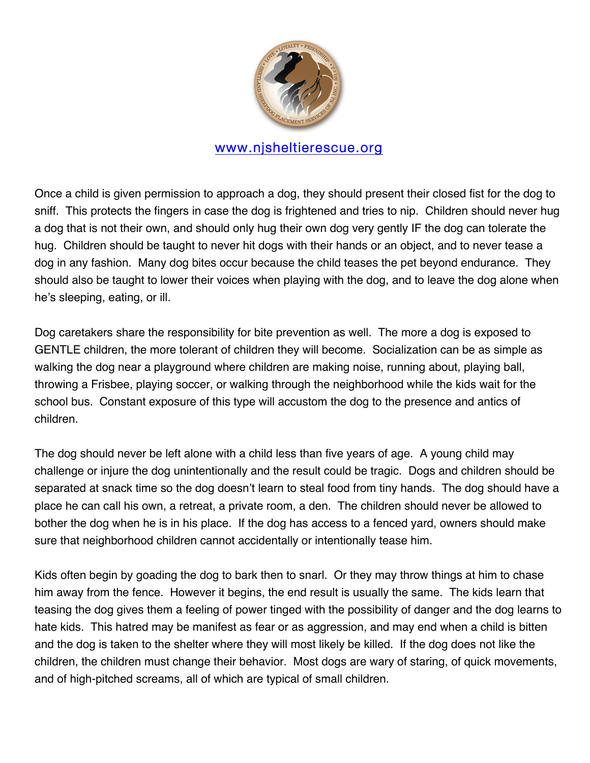www.njsheltierescue.org

Once a child is given permission to approach a dog, they should present their closed fist for the dog to sniff. This protects the fingers in case the dog is frightened and tries to nip. Children should never hug a dog that is not their own, and should only hug their own dog very gently IF the dog can tolerate the hug. Children should be taught to never hit dogs with their hands or an object, and to never tease a dog in any fashion. Many dog bites occur because the child teases the pet beyond endurance. They should also be taught to lower their voices when playing with the dog, and to leave the dog alone when he's sleeping, eating, or ill.

Dog caretakers share the responsibility for bite prevention as well. The more a dog is exposed to GENTLE children, the more tolerant of children they will become. Socialization can be as simple as walking the dog near a playground where children are making noise, running about, playing ball, throwing a Frisbee, playing soccer, or walking through the neighborhood while the kids wait for the school bus. Constant exposure of this type will accustom the dog to the presence and antics of children.

The dog should never be left alone with a child less than five years of age. A young child may challenge or injure the dog unintentionally and the result could be tragic. Dogs and children should be separated at snack time so the dog doesn't learn to steal food from tiny hands. The dog should have a place he can call his own, a retreat, a private room, a den. The children should never be allowed to bother the dog when he is in his place. If the dog has access to a fenced yard, owners should make sure that neighborhood children cannot accidentally or intentionally tease him.

Kids often begin by goading the dog to bark then to snarl. Or they may throw things at him to chase him away from the fence. However it begins, the end result is usually the same. The kids learn that teasing the dog gives them a feeling of power tinged with the possibility of danger and the dog learns to hate kids. This hatred may be manifest as fear or as aggression, and may end when a child is bitten and the dog is taken to the shelter where they will most likely be killed. If the dog does not like the children, the children must change their behavior. Most dogs are wary of staring, of quick movements, and of high-pitched screams, all of which are typical of small children.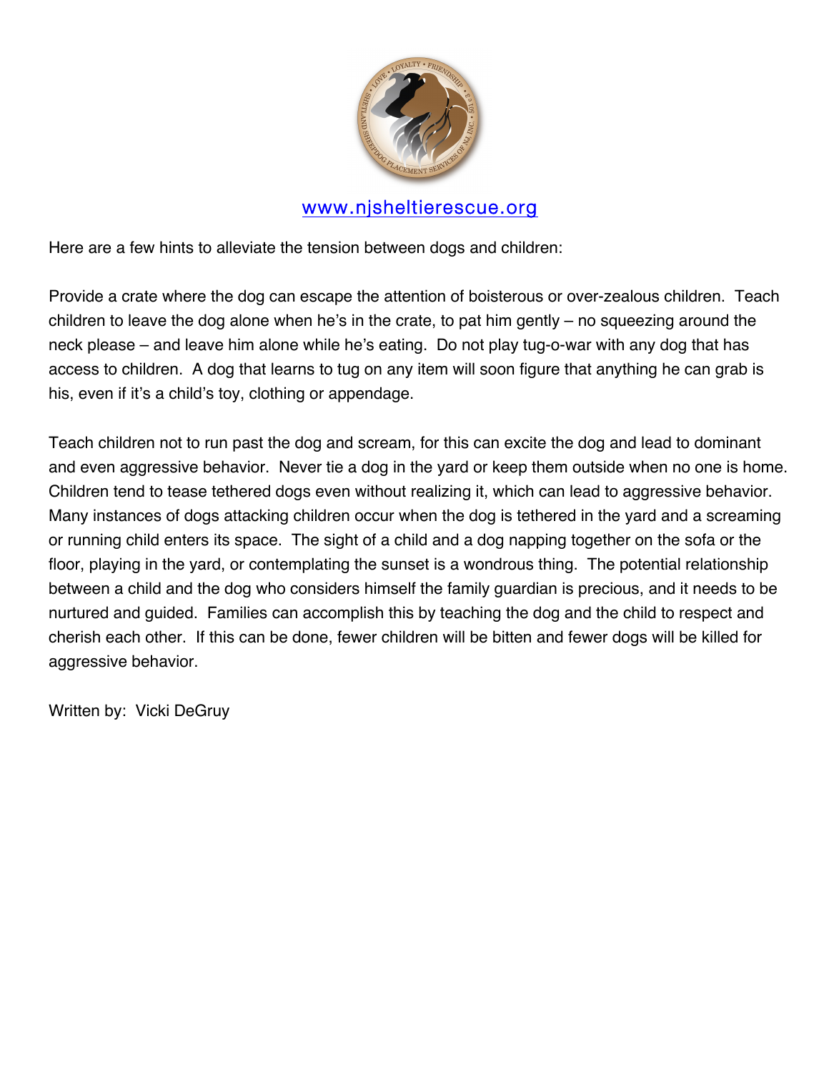www.njsheltierescue.org

Here are a few hints to alleviate the tension between dogs and children:

Provide a crate where the dog can escape the attention of boisterous or over-zealous children. Teach children to leave the dog alone when he's in the crate, to pat him gently – no squeezing around the neck please – and leave him alone while he's eating. Do not play tug-o-war with any dog that has access to children. A dog that learns to tug on any item will soon figure that anything he can grab is his, even if it's a child's toy, clothing or appendage.

Teach children not to run past the dog and scream, for this can excite the dog and lead to dominant and even aggressive behavior. Never tie a dog in the yard or keep them outside when no one is home. Children tend to tease tethered dogs even without realizing it, which can lead to aggressive behavior. Many instances of dogs attacking children occur when the dog is tethered in the yard and a screaming or running child enters its space. The sight of a child and a dog napping together on the sofa or the floor, playing in the yard, or contemplating the sunset is a wondrous thing. The potential relationship between a child and the dog who considers himself the family guardian is precious, and it needs to be nurtured and guided. Families can accomplish this by teaching the dog and the child to respect and cherish each other. If this can be done, fewer children will be bitten and fewer dogs will be killed for aggressive behavior.

Written by: Vicki DeGruy